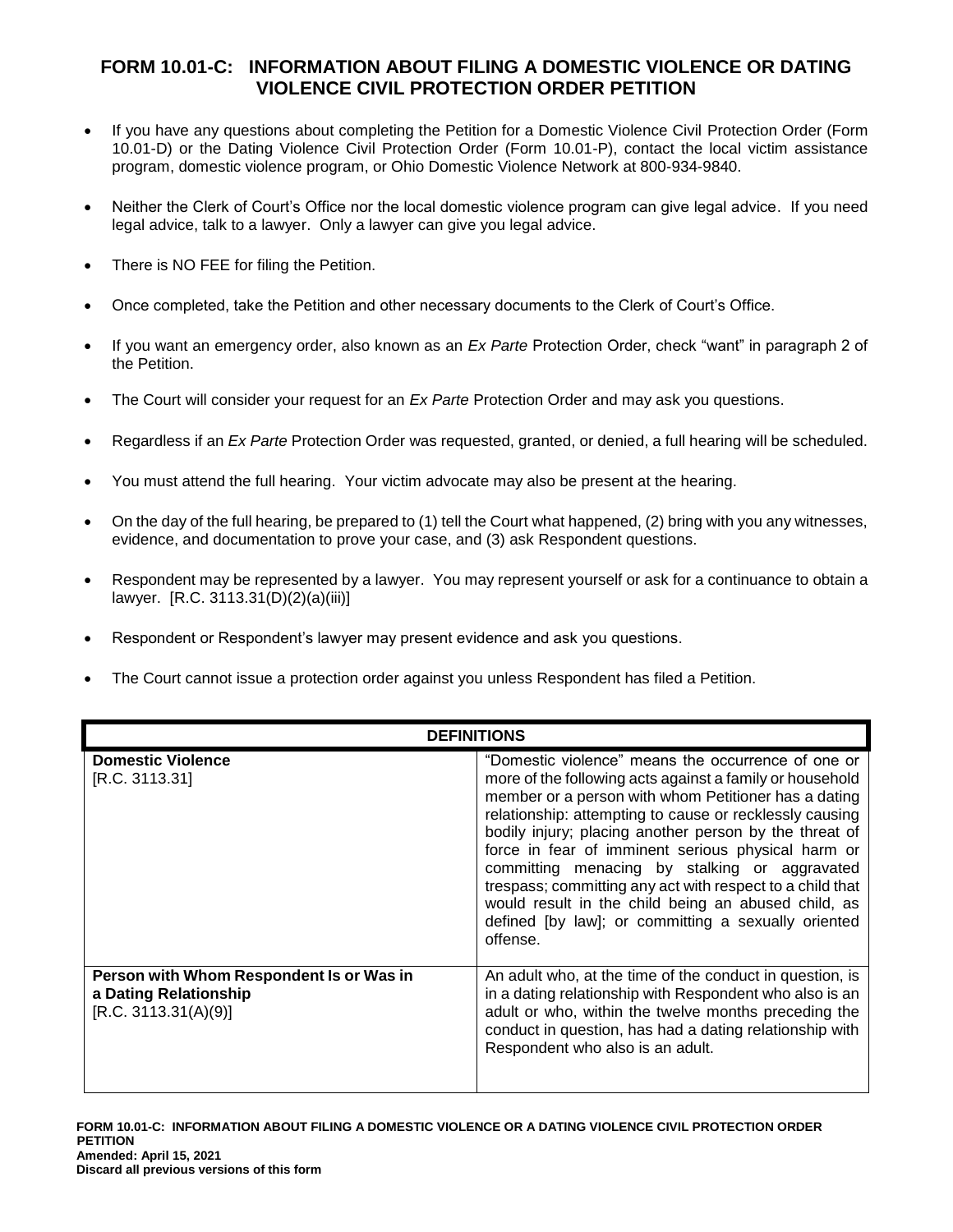# FORM 10.01-C: INFORMATION ABOUT FILING A DOMESTIC VIOLENCE OR DATING VIOLENCE CIVIL PROTECTION ORDER PETITION

- If you have any questions about completing the Petition for a Domestic Violence Civil Protection Order (Form 10.01-D) or the Dating Violence Civil Protection Order (Form 10.01-P), contact the local victim assistance program, domestic violence program, or Ohio Domestic Violence Network at 800-934-9840.
- Neither the Clerk of Court's Office nor the local domestic violence program can give legal advice. If you need legal advice, talk to a lawyer. Only a lawyer can give you legal advice.
- There is NO FEE for filing the Petition.
- Once completed, take the Petition and other necessary documents to the Clerk of Court's Office.
- If you want an emergency order, also known as an *Ex Parte* Protection Order, check "want" in paragraph 2 of the Petition.
- The Court will consider your request for an *Ex Parte* Protection Order and may ask you questions.
- Regardless if an *Ex Parte* Protection Order was requested, granted, or denied, a full hearing will be scheduled.
- You must attend the full hearing. Your victim advocate may also be present at the hearing.
- On the day of the full hearing, be prepared to (1) tell the Court what happened, (2) bring with you any witnesses, evidence, and documentation to prove your case, and (3) ask Respondent questions.
- Respondent may be represented by a lawyer. You may represent yourself or ask for a continuance to obtain a lawyer. [R.C. 3113.31(D)(2)(a)(iii)]
- Respondent or Respondent's lawyer may present evidence and ask you questions.
- The Court cannot issue a protection order against you unless Respondent has filed a Petition.

| DEFINITIONS | |
|---|---|
| **Domestic Violence** [R.C. 3113.31] | "Domestic violence" means the occurrence of one or more of the following acts against a family or household member or a person with whom Petitioner has a dating relationship: attempting to cause or recklessly causing bodily injury; placing another person by the threat of force in fear of imminent serious physical harm or committing menacing by stalking or aggravated trespass; committing any act with respect to a child that would result in the child being an abused child, as defined [by law]; or committing a sexually oriented offense. |
| **Person with Whom Respondent Is or Was in a Dating Relationship** [R.C. 3113.31(A)(9)] | An adult who, at the time of the conduct in question, is in a dating relationship with Respondent who also is an adult or who, within the twelve months preceding the conduct in question, has had a dating relationship with Respondent who also is an adult. |

**FORM 10.01-C: INFORMATION ABOUT FILING A DOMESTIC VIOLENCE OR A DATING VIOLENCE CIVIL PROTECTION ORDER PETITION**
**Amended: April 15, 2021**
**Discard all previous versions of this form**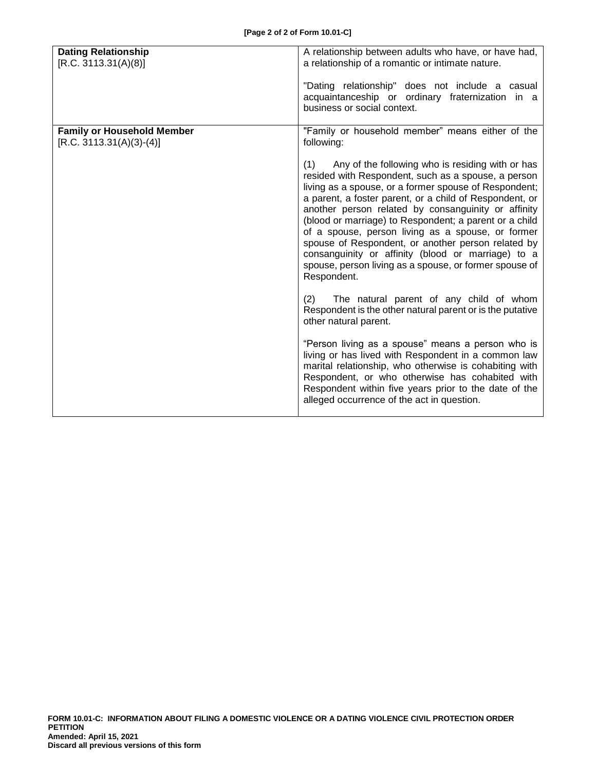| | |
|---|---|
| **Dating Relationship**<br>[R.C. 3113.31(A)(8)] | A relationship between adults who have, or have had, a relationship of a romantic or intimate nature.<br><br>"Dating relationship" does not include a casual acquaintanceship or ordinary fraternization in a business or social context. |
| **Family or Household Member**<br>[R.C. 3113.31(A)(3)-(4)] | "Family or household member" means either of the following:<br><br>(1) Any of the following who is residing with or has resided with Respondent, such as a spouse, a person living as a spouse, or a former spouse of Respondent; a parent, a foster parent, or a child of Respondent, or another person related by consanguinity or affinity (blood or marriage) to Respondent; a parent or a child of a spouse, person living as a spouse, or former spouse of Respondent, or another person related by consanguinity or affinity (blood or marriage) to a spouse, person living as a spouse, or former spouse of Respondent.<br><br>(2) The natural parent of any child of whom Respondent is the other natural parent or is the putative other natural parent.<br><br>"Person living as a spouse" means a person who is living or has lived with Respondent in a common law marital relationship, who otherwise is cohabiting with Respondent, or who otherwise has cohabited with Respondent within five years prior to the date of the alleged occurrence of the act in question. |

**FORM 10.01-C: INFORMATION ABOUT FILING A DOMESTIC VIOLENCE OR A DATING VIOLENCE CIVIL PROTECTION ORDER PETITION**
**Amended: April 15, 2021**
**Discard all previous versions of this form**